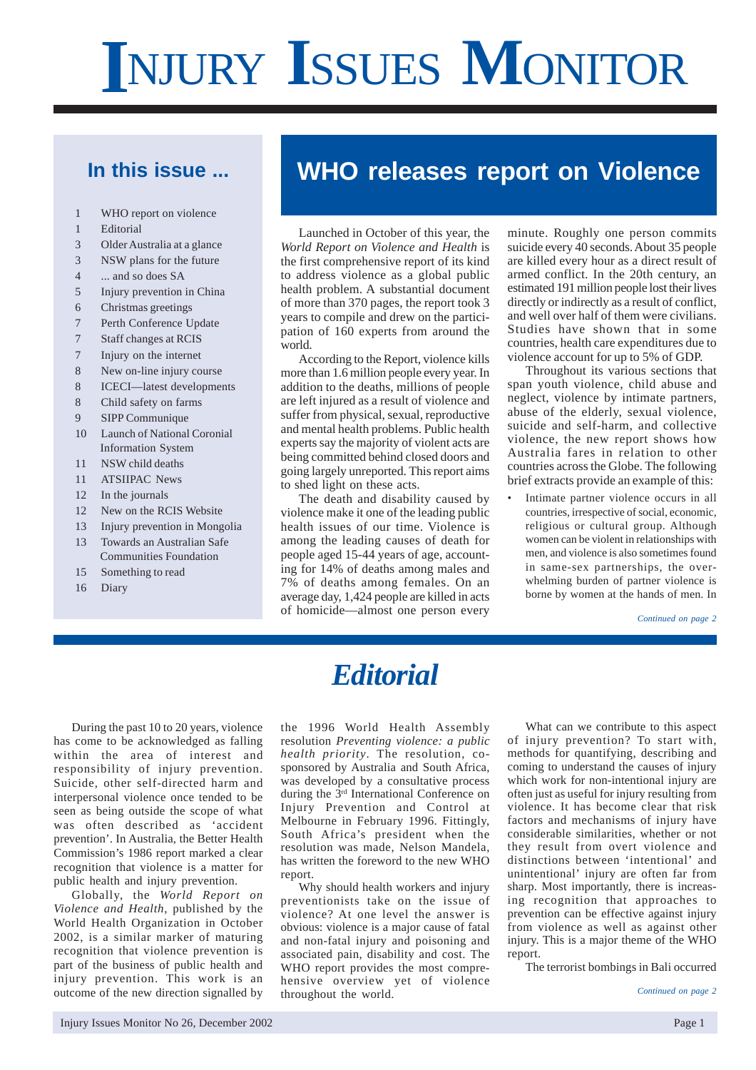# INJURY ISSUES MONITOR

## In this issue ...

| | |
|---|---|
| 1 | WHO report on violence |
| 1 | Editorial |
| 3 | Older Australia at a glance |
| 3 | NSW plans for the future |
| 4 | ... and so does SA |
| 5 | Injury prevention in China |
| 6 | Christmas greetings |
| 7 | Perth Conference Update |
| 7 | Staff changes at RCIS |
| 7 | Injury on the internet |
| 8 | New on-line injury course |
| 8 | ICECI—latest developments |
| 8 | Child safety on farms |
| 9 | SIPP Communique |
| 10 | Launch of National Coronial Information System |
| 11 | NSW child deaths |
| 11 | ATSIIPAC News |
| 12 | In the journals |
| 12 | New on the RCIS Website |
| 13 | Injury prevention in Mongolia |
| 13 | Towards an Australian Safe Communities Foundation |
| 15 | Something to read |
| 16 | Diary |

## WHO releases report on Violence

Launched in October of this year, the *World Report on Violence and Health* is the first comprehensive report of its kind to address violence as a global public health problem. A substantial document of more than 370 pages, the report took 3 years to compile and drew on the participation of 160 experts from around the world.

According to the Report, violence kills more than 1.6 million people every year. In addition to the deaths, millions of people are left injured as a result of violence and suffer from physical, sexual, reproductive and mental health problems. Public health experts say the majority of violent acts are being committed behind closed doors and going largely unreported. This report aims to shed light on these acts.

The death and disability caused by violence make it one of the leading public health issues of our time. Violence is among the leading causes of death for people aged 15-44 years of age, accounting for 14% of deaths among males and 7% of deaths among females. On an average day, 1,424 people are killed in acts of homicide—almost one person every minute. Roughly one person commits suicide every 40 seconds. About 35 people are killed every hour as a direct result of armed conflict. In the 20th century, an estimated 191 million people lost their lives directly or indirectly as a result of conflict, and well over half of them were civilians. Studies have shown that in some countries, health care expenditures due to violence account for up to 5% of GDP.

Throughout its various sections that span youth violence, child abuse and neglect, violence by intimate partners, abuse of the elderly, sexual violence, suicide and self-harm, and collective violence, the new report shows how Australia fares in relation to other countries across the Globe. The following brief extracts provide an example of this:

- Intimate partner violence occurs in all countries, irrespective of social, economic, religious or cultural group. Although women can be violent in relationships with men, and violence is also sometimes found in same-sex partnerships, the overwhelming burden of partner violence is borne by women at the hands of men. In

*Continued on page 2*

# *Editorial*

During the past 10 to 20 years, violence has come to be acknowledged as falling within the area of interest and responsibility of injury prevention. Suicide, other self-directed harm and interpersonal violence once tended to be seen as being outside the scope of what was often described as 'accident prevention'. In Australia, the Better Health Commission's 1986 report marked a clear recognition that violence is a matter for public health and injury prevention.

Globally, the *World Report on Violence and Health*, published by the World Health Organization in October 2002, is a similar marker of maturing recognition that violence prevention is part of the business of public health and injury prevention. This work is an outcome of the new direction signalled by the 1996 World Health Assembly resolution *Preventing violence: a public health priority*. The resolution, co-sponsored by Australia and South Africa, was developed by a consultative process during the 3rd International Conference on Injury Prevention and Control at Melbourne in February 1996. Fittingly, South Africa's president when the resolution was made, Nelson Mandela, has written the foreword to the new WHO report.

Why should health workers and injury preventionists take on the issue of violence? At one level the answer is obvious: violence is a major cause of fatal and non-fatal injury and poisoning and associated pain, disability and cost. The WHO report provides the most comprehensive overview yet of violence throughout the world.

What can we contribute to this aspect of injury prevention? To start with, methods for quantifying, describing and coming to understand the causes of injury which work for non-intentional injury are often just as useful for injury resulting from violence. It has become clear that risk factors and mechanisms of injury have considerable similarities, whether or not they result from overt violence and distinctions between 'intentional' and unintentional' injury are often far from sharp. Most importantly, there is increasing recognition that approaches to prevention can be effective against injury from violence as well as against other injury. This is a major theme of the WHO report.

The terrorist bombings in Bali occurred

*Continued on page 2*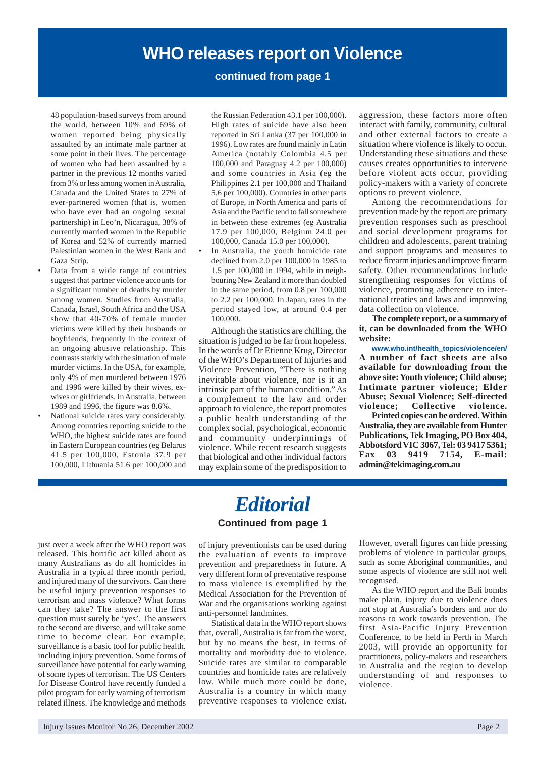# WHO releases report on Violence

**continued from page 1**

48 population-based surveys from around the world, between 10% and 69% of women reported being physically assaulted by an intimate male partner at some point in their lives. The percentage of women who had been assaulted by a partner in the previous 12 months varied from 3% or less among women in Australia, Canada and the United States to 27% of ever-partnered women (that is, women who have ever had an ongoing sexual partnership) in Leo'n, Nicaragua, 38% of currently married women in the Republic of Korea and 52% of currently married Palestinian women in the West Bank and Gaza Strip.

- Data from a wide range of countries suggest that partner violence accounts for a significant number of deaths by murder among women. Studies from Australia, Canada, Israel, South Africa and the USA show that 40-70% of female murder victims were killed by their husbands or boyfriends, frequently in the context of an ongoing abusive relationship. This contrasts starkly with the situation of male murder victims. In the USA, for example, only 4% of men murdered between 1976 and 1996 were killed by their wives, ex-wives or girlfriends. In Australia, between 1989 and 1996, the figure was 8.6%.
- National suicide rates vary considerably. Among countries reporting suicide to the WHO, the highest suicide rates are found in Eastern European countries (eg Belarus 41.5 per 100,000, Estonia 37.9 per 100,000, Lithuania 51.6 per 100,000 and the Russian Federation 43.1 per 100,000). High rates of suicide have also been reported in Sri Lanka (37 per 100,000 in 1996). Low rates are found mainly in Latin America (notably Colombia 4.5 per 100,000 and Paraguay 4.2 per 100,000) and some countries in Asia (eg the Philippines 2.1 per 100,000 and Thailand 5.6 per 100,000). Countries in other parts of Europe, in North America and parts of Asia and the Pacific tend to fall somewhere in between these extremes (eg Australia 17.9 per 100,000, Belgium 24.0 per 100,000, Canada 15.0 per 100,000).
- In Australia, the youth homicide rate declined from 2.0 per 100,000 in 1985 to 1.5 per 100,000 in 1994, while in neighbouring New Zealand it more than doubled in the same period, from 0.8 per 100,000 to 2.2 per 100,000. In Japan, rates in the period stayed low, at around 0.4 per 100,000.

Although the statistics are chilling, the situation is judged to be far from hopeless. In the words of Dr Etienne Krug, Director of the WHO's Department of Injuries and Violence Prevention, "There is nothing inevitable about violence, nor is it an intrinsic part of the human condition." As a complement to the law and order approach to violence, the report promotes a public health understanding of the complex social, psychological, economic and community underpinnings of violence. While recent research suggests that biological and other individual factors may explain some of the predisposition to aggression, these factors more often interact with family, community, cultural and other external factors to create a situation where violence is likely to occur. Understanding these situations and these causes creates opportunities to intervene before violent acts occur, providing policy-makers with a variety of concrete options to prevent violence.

Among the recommendations for prevention made by the report are primary prevention responses such as preschool and social development programs for children and adolescents, parent training and support programs and measures to reduce firearm injuries and improve firearm safety. Other recommendations include strengthening responses for victims of violence, promoting adherence to international treaties and laws and improving data collection on violence.

**The complete report, or a summary of it, can be downloaded from the WHO website:**

**www.who.int/health_topics/violence/en/**

**A number of fact sheets are also available for downloading from the above site: Youth violence; Child abuse; Intimate partner violence; Elder Abuse; Sexual Violence; Self-directed violence; Collective violence.**

**Printed copies can be ordered. Within Australia, they are available from Hunter Publications, Tek Imaging, PO Box 404, Abbotsford VIC 3067, Tel: 03 9417 5361; Fax 03 9419 7154, E-mail: admin@tekimaging.com.au**

# *Editorial*

**Continued from page 1**

just over a week after the WHO report was released. This horrific act killed about as many Australians as do all homicides in Australia in a typical three month period, and injured many of the survivors. Can there be useful injury prevention responses to terrorism and mass violence? What forms can they take? The answer to the first question must surely be 'yes'. The answers to the second are diverse, and will take some time to become clear. For example, surveillance is a basic tool for public health, including injury prevention. Some forms of surveillance have potential for early warning of some types of terrorism. The US Centers for Disease Control have recently funded a pilot program for early warning of terrorism related illness. The knowledge and methods of injury preventionists can be used during the evaluation of events to improve prevention and preparedness in future. A very different form of preventative response to mass violence is exemplified by the Medical Association for the Prevention of War and the organisations working against anti-personnel landmines.

Statistical data in the WHO report shows that, overall, Australia is far from the worst, but by no means the best, in terms of mortality and morbidity due to violence. Suicide rates are similar to comparable countries and homicide rates are relatively low. While much more could be done, Australia is a country in which many preventive responses to violence exist. However, overall figures can hide pressing problems of violence in particular groups, such as some Aboriginal communities, and some aspects of violence are still not well recognised.

As the WHO report and the Bali bombs make plain, injury due to violence does not stop at Australia's borders and nor do reasons to work towards prevention. The first Asia-Pacific Injury Prevention Conference, to be held in Perth in March 2003, will provide an opportunity for practitioners, policy-makers and researchers in Australia and the region to develop understanding of and responses to violence.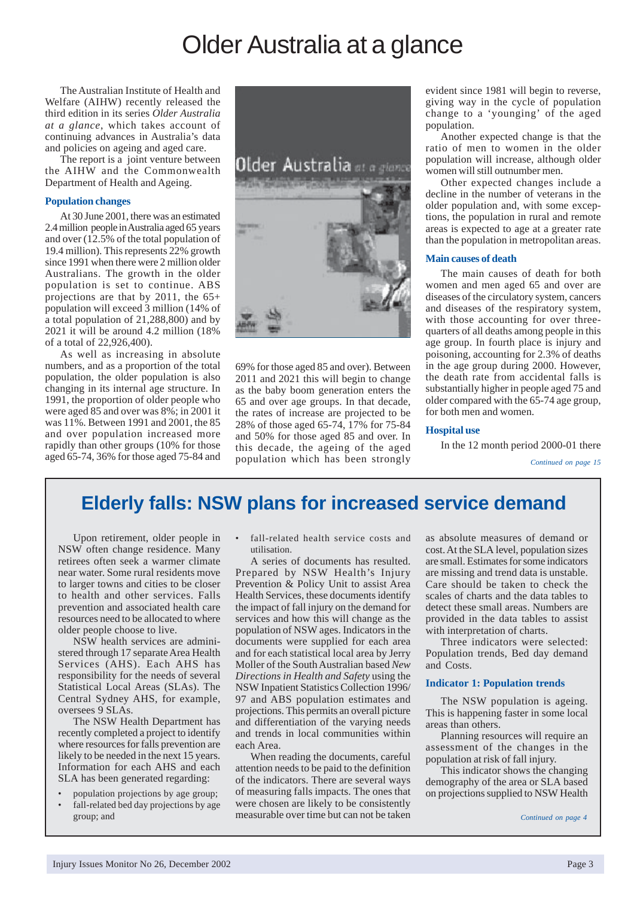# Older Australia at a glance

The Australian Institute of Health and Welfare (AIHW) recently released the third edition in its series *Older Australia at a glance*, which takes account of continuing advances in Australia's data and policies on ageing and aged care.

The report is a joint venture between the AIHW and the Commonwealth Department of Health and Ageing.

### Population changes

At 30 June 2001, there was an estimated 2.4 million people in Australia aged 65 years and over (12.5% of the total population of 19.4 million). This represents 22% growth since 1991 when there were 2 million older Australians. The growth in the older population is set to continue. ABS projections are that by 2011, the 65+ population will exceed 3 million (14% of a total population of 21,288,800) and by 2021 it will be around 4.2 million (18% of a total of 22,926,400).

As well as increasing in absolute numbers, and as a proportion of the total population, the older population is also changing in its internal age structure. In 1991, the proportion of older people who were aged 85 and over was 8%; in 2001 it was 11%. Between 1991 and 2001, the 85 and over population increased more rapidly than other groups (10% for those aged 65-74, 36% for those aged 75-84 and 69% for those aged 85 and over). Between 2011 and 2021 this will begin to change as the baby boom generation enters the 65 and over age groups. In that decade, the rates of increase are projected to be 28% of those aged 65-74, 17% for 75-84 and 50% for those aged 85 and over. In this decade, the ageing of the aged population which has been strongly evident since 1981 will begin to reverse, giving way in the cycle of population change to a 'younging' of the aged population.

Another expected change is that the ratio of men to women in the older population will increase, although older women will still outnumber men.

Other expected changes include a decline in the number of veterans in the older population and, with some exceptions, the population in rural and remote areas is expected to age at a greater rate than the population in metropolitan areas.

### Main causes of death

The main causes of death for both women and men aged 65 and over are diseases of the circulatory system, cancers and diseases of the respiratory system, with those accounting for over three-quarters of all deaths among people in this age group. In fourth place is injury and poisoning, accounting for 2.3% of deaths in the age group during 2000. However, the death rate from accidental falls is substantially higher in people aged 75 and older compared with the 65-74 age group, for both men and women.

### Hospital use

In the 12 month period 2000-01 there

*Continued on page 15*

## Elderly falls: NSW plans for increased service demand

Upon retirement, older people in NSW often change residence. Many retirees often seek a warmer climate near water. Some rural residents move to larger towns and cities to be closer to health and other services. Falls prevention and associated health care resources need to be allocated to where older people choose to live.

NSW health services are administered through 17 separate Area Health Services (AHS). Each AHS has responsibility for the needs of several Statistical Local Areas (SLAs). The Central Sydney AHS, for example, oversees 9 SLAs.

The NSW Health Department has recently completed a project to identify where resources for falls prevention are likely to be needed in the next 15 years. Information for each AHS and each SLA has been generated regarding:

- population projections by age group;
- fall-related bed day projections by age group; and
- fall-related health service costs and utilisation.

A series of documents has resulted. Prepared by NSW Health's Injury Prevention & Policy Unit to assist Area Health Services, these documents identify the impact of fall injury on the demand for services and how this will change as the population of NSW ages. Indicators in the documents were supplied for each area and for each statistical local area by Jerry Moller of the South Australian based *New Directions in Health and Safety* using the NSW Inpatient Statistics Collection 1996/97 and ABS population estimates and projections. This permits an overall picture and differentiation of the varying needs and trends in local communities within each Area.

When reading the documents, careful attention needs to be paid to the definition of the indicators. There are several ways of measuring falls impacts. For the ones that were chosen are likely to be consistently measurable over time but can not be taken as absolute measures of demand or cost. At the SLA level, population sizes are small. Estimates for some indicators are missing and trend data is unstable. Care should be taken to check the scales of charts and the data tables to detect these small areas. Numbers are provided in the data tables to assist with interpretation of charts.

Three indicators were selected: Population trends, Bed day demand and Costs.

### Indicator 1: Population trends

The NSW population is ageing. This is happening faster in some local areas than others.

Planning resources will require an assessment of the changes in the population at risk of fall injury.

This indicator shows the changing demography of the area or SLA based on projections supplied to NSW Health

*Continued on page 4*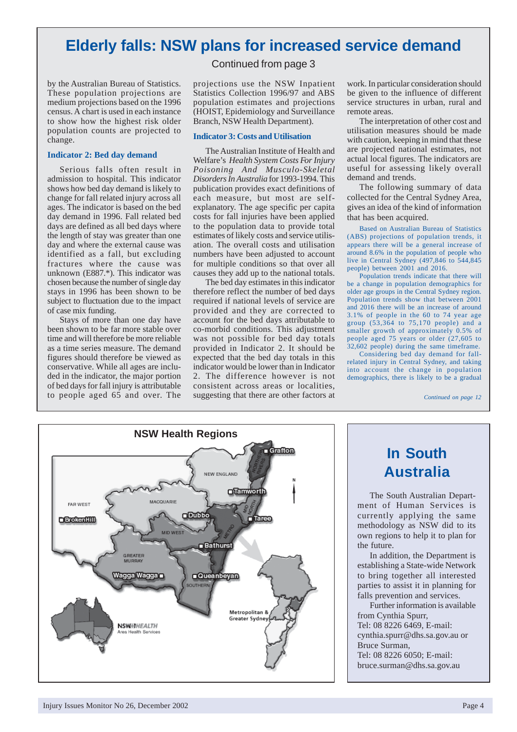# Elderly falls: NSW plans for increased service demand

Continued from page 3

by the Australian Bureau of Statistics. These population projections are medium projections based on the 1996 census. A chart is used in each instance to show how the highest risk older population counts are projected to change.

### Indicator 2: Bed day demand

Serious falls often result in admission to hospital. This indicator shows how bed day demand is likely to change for fall related injury across all ages. The indicator is based on the bed day demand in 1996. Fall related bed days are defined as all bed days where the length of stay was greater than one day and where the external cause was identified as a fall, but excluding fractures where the cause was unknown (E887.*). This indicator was chosen because the number of single day stays in 1996 has been shown to be subject to fluctuation due to the impact of case mix funding.

Stays of more than one day have been shown to be far more stable over time and will therefore be more reliable as a time series measure. The demand figures should therefore be viewed as conservative. While all ages are included in the indicator, the major portion of bed days for fall injury is attributable to people aged 65 and over. The projections use the NSW Inpatient Statistics Collection 1996/97 and ABS population estimates and projections (HOIST, Epidemiology and Surveillance Branch, NSW Health Department).

### Indicator 3: Costs and Utilisation

The Australian Institute of Health and Welfare's *Health System Costs For Injury Poisoning And Musculo-Skeletal Disorders In Australia* for 1993-1994. This publication provides exact definitions of each measure, but most are self-explanatory. The age specific per capita costs for fall injuries have been applied to the population data to provide total estimates of likely costs and service utilisation. The overall costs and utilisation numbers have been adjusted to account for multiple conditions so that over all causes they add up to the national totals.

The bed day estimates in this indicator therefore reflect the number of bed days required if national levels of service are provided and they are corrected to account for the bed days attributable to co-morbid conditions. This adjustment was not possible for bed day totals provided in Indicator 2. It should be expected that the bed day totals in this indicator would be lower than in Indicator 2. The difference however is not consistent across areas or localities, suggesting that there are other factors at work. In particular consideration should be given to the influence of different service structures in urban, rural and remote areas.

The interpretation of other cost and utilisation measures should be made with caution, keeping in mind that these are projected national estimates, not actual local figures. The indicators are useful for assessing likely overall demand and trends.

The following summary of data collected for the Central Sydney Area, gives an idea of the kind of information that has been acquired.

Based on Australian Bureau of Statistics (ABS) projections of population trends, it appears there will be a general increase of around 8.6% in the population of people who live in Central Sydney (497,846 to 544,845 people) between 2001 and 2016.

Population trends indicate that there will be a change in population demographics for older age groups in the Central Sydney region. Population trends show that between 2001 and 2016 there will be an increase of around 3.1% of people in the 60 to 74 year age group (53,364 to 75,170 people) and a smaller growth of approximately 0.5% of people aged 75 years or older (27,605 to 32,602 people) during the same timeframe.

Considering bed day demand for fall-related injury in Central Sydney, and taking into account the change in population demographics, there is likely to be a gradual

*Continued on page 12*

**NSW Health Regions**

Grafton · New England · Northern Rivers · Tamworth · Far West · Macquarie · Broken Hill · Dubbo · Mid North · Taree · Mid West · Metro · Bathurst · Greater Murray · Wagga Wagga · Queanbeyan · Southern · Metropolitan & Greater Sydney

NSW HEALTH Area Health Services

## In South Australia

The South Australian Department of Human Services is currently applying the same methodology as NSW did to its own regions to help it to plan for the future.

In addition, the Department is establishing a State-wide Network to bring together all interested parties to assist in planning for falls prevention and services.

Further information is available from Cynthia Spurr,
Tel: 08 8226 6469, E-mail: cynthia.spurr@dhs.sa.gov.au or
Bruce Surman,
Tel: 08 8226 6050; E-mail: bruce.surman@dhs.sa.gov.au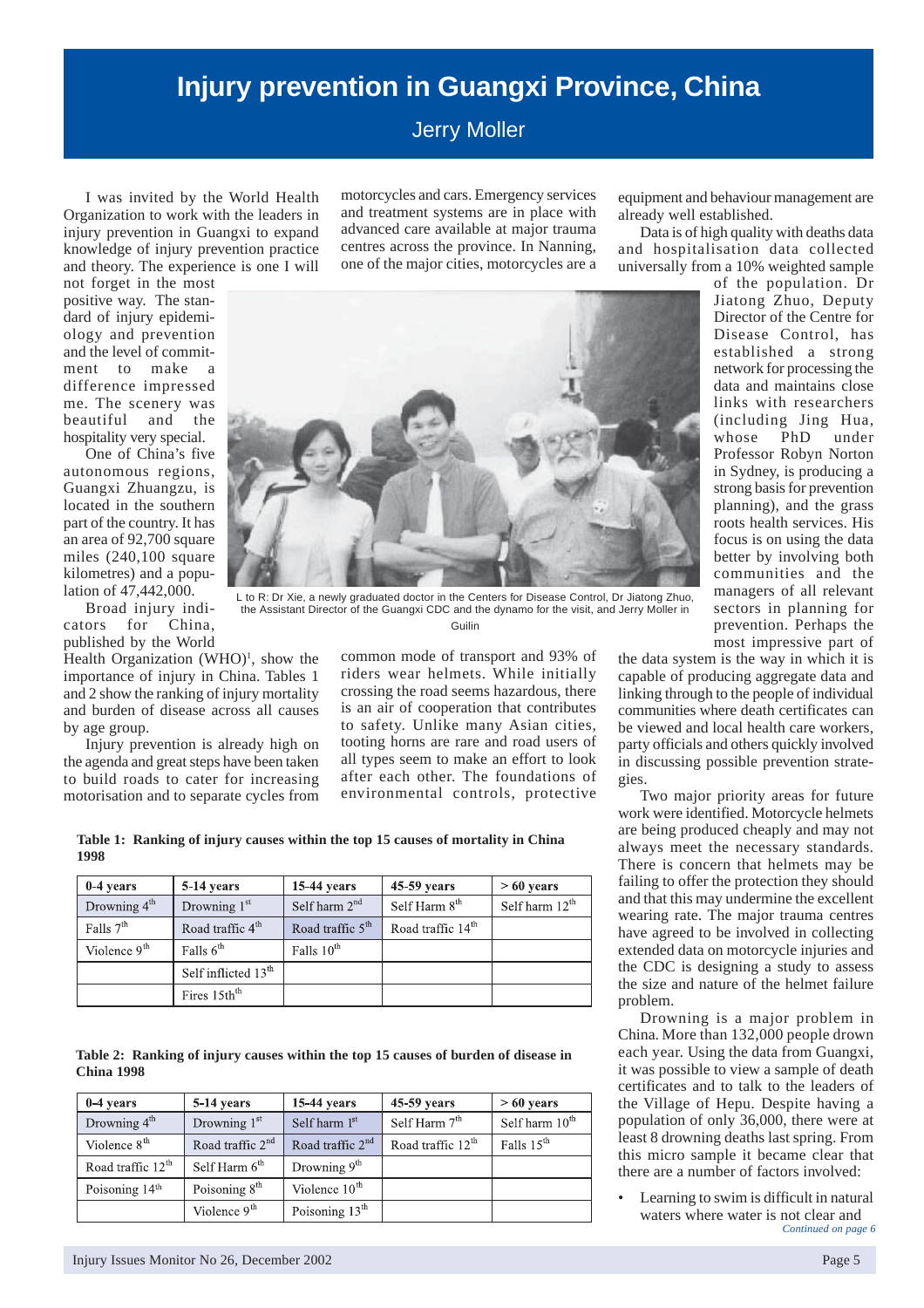# Injury prevention in Guangxi Province, China

Jerry Moller

I was invited by the World Health Organization to work with the leaders in injury prevention in Guangxi to expand knowledge of injury prevention practice and theory. The experience is one I will not forget in the most positive way. The standard of injury epidemiology and prevention and the level of commitment to make a difference impressed me. The scenery was beautiful and the hospitality very special.

One of China's five autonomous regions, Guangxi Zhuangzu, is located in the southern part of the country. It has an area of 92,700 square miles (240,100 square kilometres) and a population of 47,442,000.

Broad injury indicators for China, published by the World Health Organization (WHO)[1], show the importance of injury in China. Tables 1 and 2 show the ranking of injury mortality and burden of disease across all causes by age group.

Injury prevention is already high on the agenda and great steps have been taken to build roads to cater for increasing motorisation and to separate cycles from motorcycles and cars. Emergency services and treatment systems are in place with advanced care available at major trauma centres across the province. In Nanning, one of the major cities, motorcycles are a common mode of transport and 93% of riders wear helmets. While initially crossing the road seems hazardous, there is an air of cooperation that contributes to safety. Unlike many Asian cities, tooting horns are rare and road users of all types seem to make an effort to look after each other. The foundations of environmental controls, protective equipment and behaviour management are already well established.

L to R: Dr Xie, a newly graduated doctor in the Centers for Disease Control, Dr Jiatong Zhuo, the Assistant Director of the Guangxi CDC and the dynamo for the visit, and Jerry Moller in Guilin

Data is of high quality with deaths data and hospitalisation data collected universally from a 10% weighted sample of the population. Dr Jiatong Zhuo, Deputy Director of the Centre for Disease Control, has established a strong network for processing the data and maintains close links with researchers (including Jing Hua, whose PhD under Professor Robyn Norton in Sydney, is producing a strong basis for prevention planning), and the grass roots health services. His focus is on using the data better by involving both communities and the managers of all relevant sectors in planning for prevention. Perhaps the most impressive part of the data system is the way in which it is capable of producing aggregate data and linking through to the people of individual communities where death certificates can be viewed and local health care workers, party officials and others quickly involved in discussing possible prevention strategies.

Two major priority areas for future work were identified. Motorcycle helmets are being produced cheaply and may not always meet the necessary standards. There is concern that helmets may be failing to offer the protection they should and that this may undermine the excellent wearing rate. The major trauma centres have agreed to be involved in collecting extended data on motorcycle injuries and the CDC is designing a study to assess the size and nature of the helmet failure problem.

Drowning is a major problem in China. More than 132,000 people drown each year. Using the data from Guangxi, it was possible to view a sample of death certificates and to talk to the leaders of the Village of Hepu. Despite having a population of only 36,000, there were at least 8 drowning deaths last spring. From this micro sample it became clear that there are a number of factors involved:

- Learning to swim is difficult in natural waters where water is not clear and

*Continued on page 6*

**Table 1: Ranking of injury causes within the top 15 causes of mortality in China 1998**

| 0-4 years | 5-14 years | 15-44 years | 45-59 years | > 60 years |
|---|---|---|---|---|
| Drowning 4th | Drowning 1st | Self harm 2nd | Self Harm 8th | Self harm 12th |
| Falls 7th | Road traffic 4th | Road traffic 5th | Road traffic 14th | |
| Violence 9th | Falls 6th | Falls 10th | | |
| | Self inflicted 13th | | | |
| | Fires 15th | | | |

**Table 2: Ranking of injury causes within the top 15 causes of burden of disease in China 1998**

| 0-4 years | 5-14 years | 15-44 years | 45-59 years | > 60 years |
|---|---|---|---|---|
| Drowning 4th | Drowning 1st | Self harm 1st | Self Harm 7th | Self harm 10th |
| Violence 8th | Road traffic 2nd | Road traffic 2nd | Road traffic 12th | Falls 15th |
| Road traffic 12th | Self Harm 6th | Drowning 9th | | |
| Poisoning 14th | Poisoning 8th | Violence 10th | | |
| | Violence 9th | Poisoning 13th | | |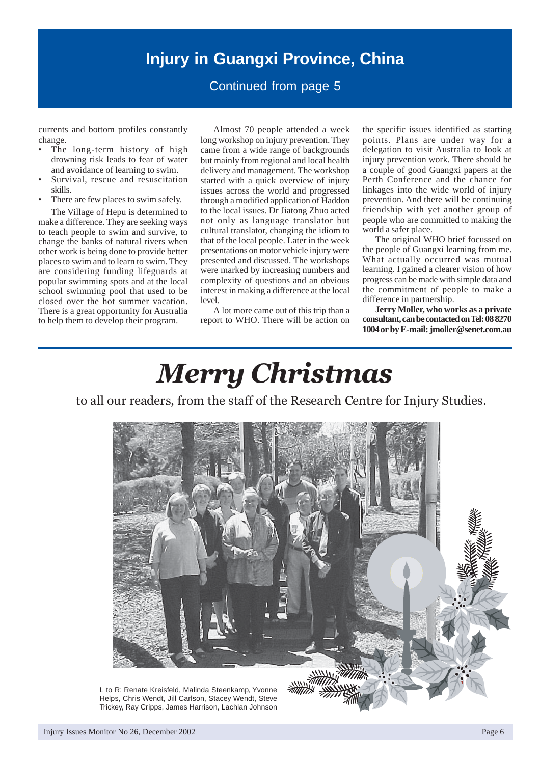# Injury in Guangxi Province, China

Continued from page 5

currents and bottom profiles constantly change.

- The long-term history of high drowning risk leads to fear of water and avoidance of learning to swim.
- Survival, rescue and resuscitation skills.
- There are few places to swim safely.

The Village of Hepu is determined to make a difference. They are seeking ways to teach people to swim and survive, to change the banks of natural rivers when other work is being done to provide better places to swim and to learn to swim. They are considering funding lifeguards at popular swimming spots and at the local school swimming pool that used to be closed over the hot summer vacation. There is a great opportunity for Australia to help them to develop their program.

Almost 70 people attended a week long workshop on injury prevention. They came from a wide range of backgrounds but mainly from regional and local health delivery and management. The workshop started with a quick overview of injury issues across the world and progressed through a modified application of Haddon to the local issues. Dr Jiatong Zhuo acted not only as language translator but cultural translator, changing the idiom to that of the local people. Later in the week presentations on motor vehicle injury were presented and discussed. The workshops were marked by increasing numbers and complexity of questions and an obvious interest in making a difference at the local level.

A lot more came out of this trip than a report to WHO. There will be action on the specific issues identified as starting points. Plans are under way for a delegation to visit Australia to look at injury prevention work. There should be a couple of good Guangxi papers at the Perth Conference and the chance for linkages into the wide world of injury prevention. And there will be continuing friendship with yet another group of people who are committed to making the world a safer place.

The original WHO brief focussed on the people of Guangxi learning from me. What actually occurred was mutual learning. I gained a clearer vision of how progress can be made with simple data and the commitment of people to make a difference in partnership.

**Jerry Moller, who works as a private consultant, can be contacted on Tel: 08 8270 1004 or by E-mail: jmoller@senet.com.au**

# *Merry Christmas*

to all our readers, from the staff of the Research Centre for Injury Studies.

L to R: Renate Kreisfeld, Malinda Steenkamp, Yvonne Helps, Chris Wendt, Jill Carlson, Stacey Wendt, Steve Trickey, Ray Cripps, James Harrison, Lachlan Johnson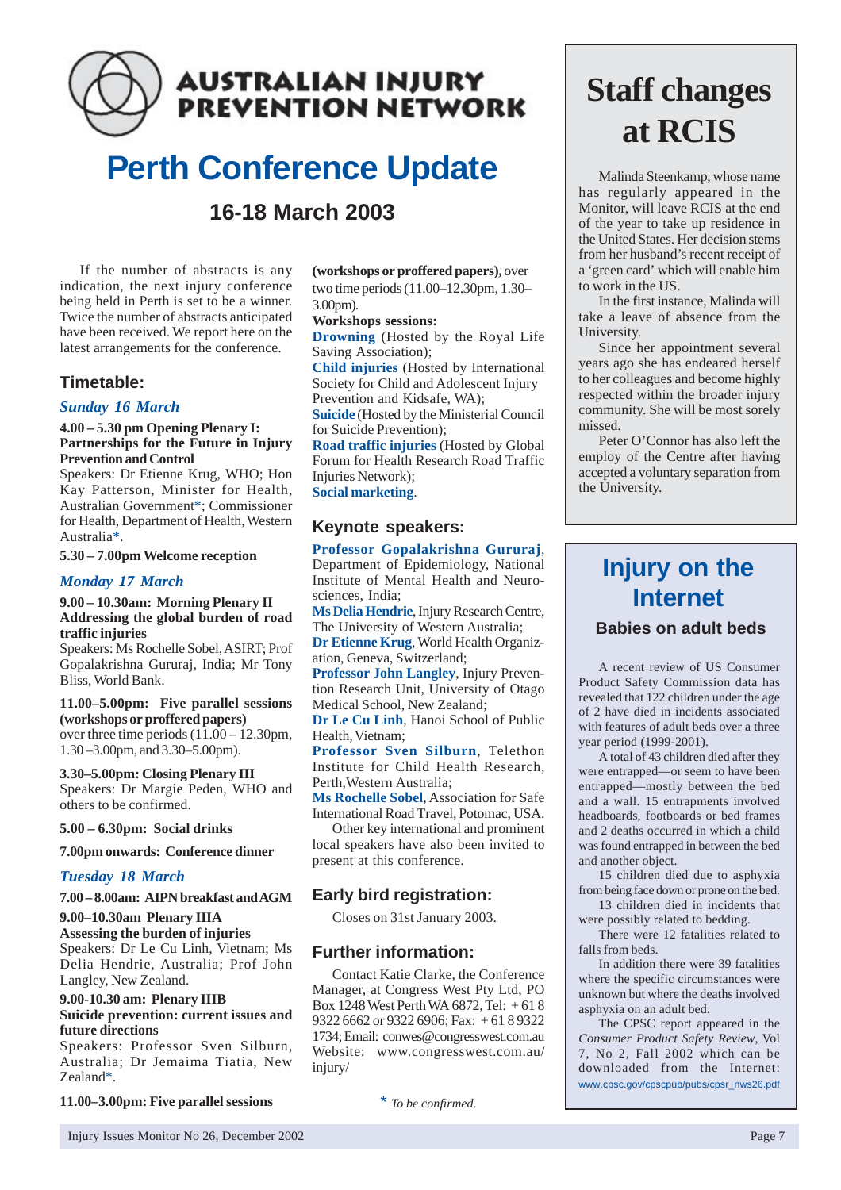AUSTRALIAN INJURY PREVENTION NETWORK

# Perth Conference Update

## 16-18 March 2003

If the number of abstracts is any indication, the next injury conference being held in Perth is set to be a winner. Twice the number of abstracts anticipated have been received. We report here on the latest arrangements for the conference.

### Timetable:

*Sunday 16 March*

**4.00 – 5.30 pm Opening Plenary I: Partnerships for the Future in Injury Prevention and Control**

Speakers: Dr Etienne Krug, WHO; Hon Kay Patterson, Minister for Health, Australian Government*; Commissioner for Health, Department of Health, Western Australia*.

**5.30 – 7.00pm Welcome reception**

*Monday 17 March*

**9.00 – 10.30am: Morning Plenary II Addressing the global burden of road traffic injuries**

Speakers: Ms Rochelle Sobel, ASIRT; Prof Gopalakrishna Gururaj, India; Mr Tony Bliss, World Bank.

**11.00–5.00pm: Five parallel sessions (workshops or proffered papers)** over three time periods (11.00 – 12.30pm, 1.30 –3.00pm, and 3.30–5.00pm).

**3.30–5.00pm: Closing Plenary III**

Speakers: Dr Margie Peden, WHO and others to be confirmed.

**5.00 – 6.30pm: Social drinks**

**7.00pm onwards: Conference dinner**

*Tuesday 18 March*

**7.00 – 8.00am: AIPN breakfast and AGM**

**9.00–10.30am Plenary IIIA Assessing the burden of injuries**

Speakers: Dr Le Cu Linh, Vietnam; Ms Delia Hendrie, Australia; Prof John Langley, New Zealand.

**9.00-10.30 am: Plenary IIIB Suicide prevention: current issues and future directions**

Speakers: Professor Sven Silburn, Australia; Dr Jemaima Tiatia, New Zealand*.

**11.00–3.00pm: Five parallel sessions (workshops or proffered papers),** over two time periods (11.00–12.30pm, 1.30–3.00pm).

**Workshops sessions:**

**Drowning** (Hosted by the Royal Life Saving Association);
**Child injuries** (Hosted by International Society for Child and Adolescent Injury Prevention and Kidsafe, WA);
**Suicide** (Hosted by the Ministerial Council for Suicide Prevention);
**Road traffic injuries** (Hosted by Global Forum for Health Research Road Traffic Injuries Network);
**Social marketing**.

### Keynote speakers:

**Professor Gopalakrishna Gururaj**, Department of Epidemiology, National Institute of Mental Health and Neurosciences, India;
**Ms Delia Hendrie**, Injury Research Centre, The University of Western Australia;
**Dr Etienne Krug**, World Health Organization, Geneva, Switzerland;
**Professor John Langley**, Injury Prevention Research Unit, University of Otago Medical School, New Zealand;
**Dr Le Cu Linh**, Hanoi School of Public Health, Vietnam;
**Professor Sven Silburn**, Telethon Institute for Child Health Research, Perth, Western Australia;
**Ms Rochelle Sobel**, Association for Safe International Road Travel, Potomac, USA.

Other key international and prominent local speakers have also been invited to present at this conference.

### Early bird registration:

Closes on 31st January 2003.

### Further information:

Contact Katie Clarke, the Conference Manager, at Congress West Pty Ltd, PO Box 1248 West Perth WA 6872, Tel: + 61 8 9322 6662 or 9322 6906; Fax: + 61 8 9322 1734; Email: conwes@congresswest.com.au Website: www.congresswest.com.au/injury/

\* *To be confirmed.*

# Staff changes at RCIS

Malinda Steenkamp, whose name has regularly appeared in the Monitor, will leave RCIS at the end of the year to take up residence in the United States. Her decision stems from her husband's recent receipt of a 'green card' which will enable him to work in the US.

In the first instance, Malinda will take a leave of absence from the University.

Since her appointment several years ago she has endeared herself to her colleagues and become highly respected within the broader injury community. She will be most sorely missed.

Peter O'Connor has also left the employ of the Centre after having accepted a voluntary separation from the University.

# Injury on the Internet

## Babies on adult beds

A recent review of US Consumer Product Safety Commission data has revealed that 122 children under the age of 2 have died in incidents associated with features of adult beds over a three year period (1999-2001).

A total of 43 children died after they were entrapped—or seem to have been entrapped—mostly between the bed and a wall. 15 entrapments involved headboards, footboards or bed frames and 2 deaths occurred in which a child was found entrapped in between the bed and another object.

15 children died due to asphyxia from being face down or prone on the bed.

13 children died in incidents that were possibly related to bedding.

There were 12 fatalities related to falls from beds.

In addition there were 39 fatalities where the specific circumstances were unknown but where the deaths involved asphyxia on an adult bed.

The CPSC report appeared in the *Consumer Product Safety Review*, Vol 7, No 2, Fall 2002 which can be downloaded from the Internet: www.cpsc.gov/cpscpub/pubs/cpsr_nws26.pdf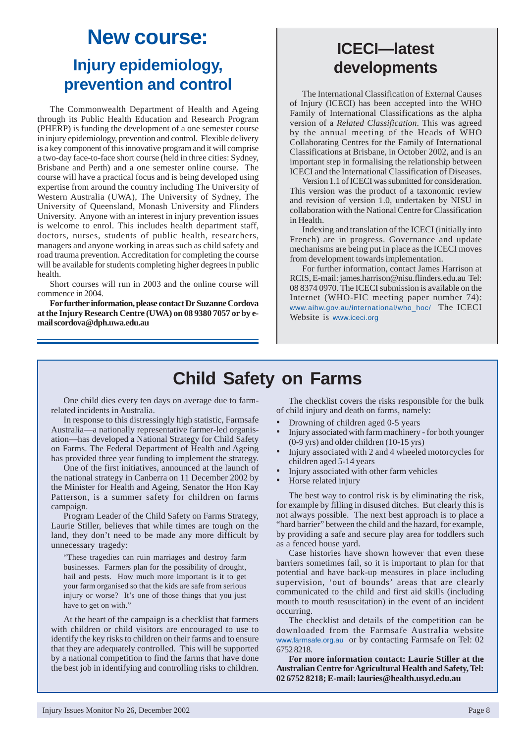# New course:

## Injury epidemiology, prevention and control

The Commonwealth Department of Health and Ageing through its Public Health Education and Research Program (PHERP) is funding the development of a one semester course in injury epidemiology, prevention and control. Flexible delivery is a key component of this innovative program and it will comprise a two-day face-to-face short course (held in three cities: Sydney, Brisbane and Perth) and a one semester online course. The course will have a practical focus and is being developed using expertise from around the country including The University of Western Australia (UWA), The University of Sydney, The University of Queensland, Monash University and Flinders University. Anyone with an interest in injury prevention issues is welcome to enrol. This includes health department staff, doctors, nurses, students of public health, researchers, managers and anyone working in areas such as child safety and road trauma prevention. Accreditation for completing the course will be available for students completing higher degrees in public health.

Short courses will run in 2003 and the online course will commence in 2004.

**For further information, please contact Dr Suzanne Cordova at the Injury Research Centre (UWA) on 08 9380 7057 or by e-mail scordova@dph.uwa.edu.au**

# ICECI—latest developments

The International Classification of External Causes of Injury (ICECI) has been accepted into the WHO Family of International Classifications as the alpha version of a *Related Classification*. This was agreed by the annual meeting of the Heads of WHO Collaborating Centres for the Family of International Classifications at Brisbane, in October 2002, and is an important step in formalising the relationship between ICECI and the International Classification of Diseases.

Version 1.1 of ICECI was submitted for consideration. This version was the product of a taxonomic review and revision of version 1.0, undertaken by NISU in collaboration with the National Centre for Classification in Health.

Indexing and translation of the ICECI (initially into French) are in progress. Governance and update mechanisms are being put in place as the ICECI moves from development towards implementation.

For further information, contact James Harrison at RCIS, E-mail: james.harrison@nisu.flinders.edu.au Tel: 08 8374 0970. The ICECI submission is available on the Internet (WHO-FIC meeting paper number 74): www.aihw.gov.au/international/who_hoc/ The ICECI Website is www.iceci.org

# Child Safety on Farms

One child dies every ten days on average due to farm-related incidents in Australia.

In response to this distressingly high statistic, Farmsafe Australia—a nationally representative farmer-led organisation—has developed a National Strategy for Child Safety on Farms. The Federal Department of Health and Ageing has provided three year funding to implement the strategy.

One of the first initiatives, announced at the launch of the national strategy in Canberra on 11 December 2002 by the Minister for Health and Ageing, Senator the Hon Kay Patterson, is a summer safety for children on farms campaign.

Program Leader of the Child Safety on Farms Strategy, Laurie Stiller, believes that while times are tough on the land, they don't need to be made any more difficult by unnecessary tragedy:

> "These tragedies can ruin marriages and destroy farm businesses. Farmers plan for the possibility of drought, hail and pests. How much more important is it to get your farm organised so that the kids are safe from serious injury or worse? It's one of those things that you just have to get on with."

At the heart of the campaign is a checklist that farmers with children or child visitors are encouraged to use to identify the key risks to children on their farms and to ensure that they are adequately controlled. This will be supported by a national competition to find the farms that have done the best job in identifying and controlling risks to children.

The checklist covers the risks responsible for the bulk of child injury and death on farms, namely:

- Drowning of children aged 0-5 years
- Injury associated with farm machinery - for both younger (0-9 yrs) and older children (10-15 yrs)
- Injury associated with 2 and 4 wheeled motorcycles for children aged 5-14 years
- Injury associated with other farm vehicles
- Horse related injury

The best way to control risk is by eliminating the risk, for example by filling in disused ditches. But clearly this is not always possible. The next best approach is to place a "hard barrier" between the child and the hazard, for example, by providing a safe and secure play area for toddlers such as a fenced house yard.

Case histories have shown however that even these barriers sometimes fail, so it is important to plan for that potential and have back-up measures in place including supervision, 'out of bounds' areas that are clearly communicated to the child and first aid skills (including mouth to mouth resuscitation) in the event of an incident occurring.

The checklist and details of the competition can be downloaded from the Farmsafe Australia website www.farmsafe.org.au or by contacting Farmsafe on Tel: 02 6752 8218.

**For more information contact: Laurie Stiller at the Australian Centre for Agricultural Health and Safety, Tel: 02 6752 8218; E-mail: lauries@health.usyd.edu.au**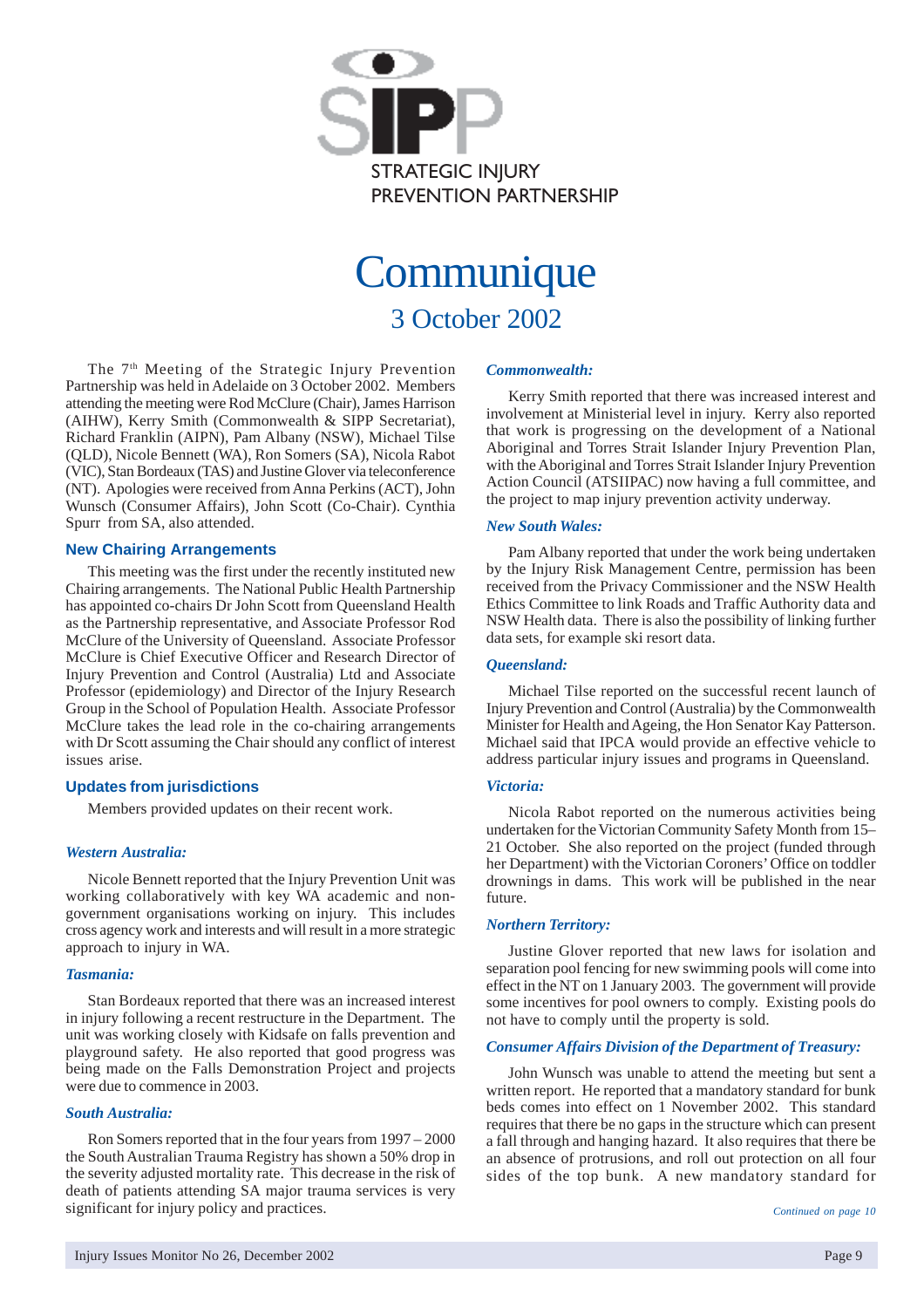SIPP

STRATEGIC INJURY PREVENTION PARTNERSHIP

# Communique

## 3 October 2002

The 7th Meeting of the Strategic Injury Prevention Partnership was held in Adelaide on 3 October 2002. Members attending the meeting were Rod McClure (Chair), James Harrison (AIHW), Kerry Smith (Commonwealth & SIPP Secretariat), Richard Franklin (AIPN), Pam Albany (NSW), Michael Tilse (QLD), Nicole Bennett (WA), Ron Somers (SA), Nicola Rabot (VIC), Stan Bordeaux (TAS) and Justine Glover via teleconference (NT). Apologies were received from Anna Perkins (ACT), John Wunsch (Consumer Affairs), John Scott (Co-Chair). Cynthia Spurr from SA, also attended.

### New Chairing Arrangements

This meeting was the first under the recently instituted new Chairing arrangements. The National Public Health Partnership has appointed co-chairs Dr John Scott from Queensland Health as the Partnership representative, and Associate Professor Rod McClure of the University of Queensland. Associate Professor McClure is Chief Executive Officer and Research Director of Injury Prevention and Control (Australia) Ltd and Associate Professor (epidemiology) and Director of the Injury Research Group in the School of Population Health. Associate Professor McClure takes the lead role in the co-chairing arrangements with Dr Scott assuming the Chair should any conflict of interest issues arise.

### Updates from jurisdictions

Members provided updates on their recent work.

#### *Western Australia:*

Nicole Bennett reported that the Injury Prevention Unit was working collaboratively with key WA academic and non-government organisations working on injury. This includes cross agency work and interests and will result in a more strategic approach to injury in WA.

#### *Tasmania:*

Stan Bordeaux reported that there was an increased interest in injury following a recent restructure in the Department. The unit was working closely with Kidsafe on falls prevention and playground safety. He also reported that good progress was being made on the Falls Demonstration Project and projects were due to commence in 2003.

#### *South Australia:*

Ron Somers reported that in the four years from 1997 – 2000 the South Australian Trauma Registry has shown a 50% drop in the severity adjusted mortality rate. This decrease in the risk of death of patients attending SA major trauma services is very significant for injury policy and practices.

#### *Commonwealth:*

Kerry Smith reported that there was increased interest and involvement at Ministerial level in injury. Kerry also reported that work is progressing on the development of a National Aboriginal and Torres Strait Islander Injury Prevention Plan, with the Aboriginal and Torres Strait Islander Injury Prevention Action Council (ATSIIPAC) now having a full committee, and the project to map injury prevention activity underway.

#### *New South Wales:*

Pam Albany reported that under the work being undertaken by the Injury Risk Management Centre, permission has been received from the Privacy Commissioner and the NSW Health Ethics Committee to link Roads and Traffic Authority data and NSW Health data. There is also the possibility of linking further data sets, for example ski resort data.

#### *Queensland:*

Michael Tilse reported on the successful recent launch of Injury Prevention and Control (Australia) by the Commonwealth Minister for Health and Ageing, the Hon Senator Kay Patterson. Michael said that IPCA would provide an effective vehicle to address particular injury issues and programs in Queensland.

#### *Victoria:*

Nicola Rabot reported on the numerous activities being undertaken for the Victorian Community Safety Month from 15–21 October. She also reported on the project (funded through her Department) with the Victorian Coroners' Office on toddler drownings in dams. This work will be published in the near future.

#### *Northern Territory:*

Justine Glover reported that new laws for isolation and separation pool fencing for new swimming pools will come into effect in the NT on 1 January 2003. The government will provide some incentives for pool owners to comply. Existing pools do not have to comply until the property is sold.

#### *Consumer Affairs Division of the Department of Treasury:*

John Wunsch was unable to attend the meeting but sent a written report. He reported that a mandatory standard for bunk beds comes into effect on 1 November 2002. This standard requires that there be no gaps in the structure which can present a fall through and hanging hazard. It also requires that there be an absence of protrusions, and roll out protection on all four sides of the top bunk. A new mandatory standard for

*Continued on page 10*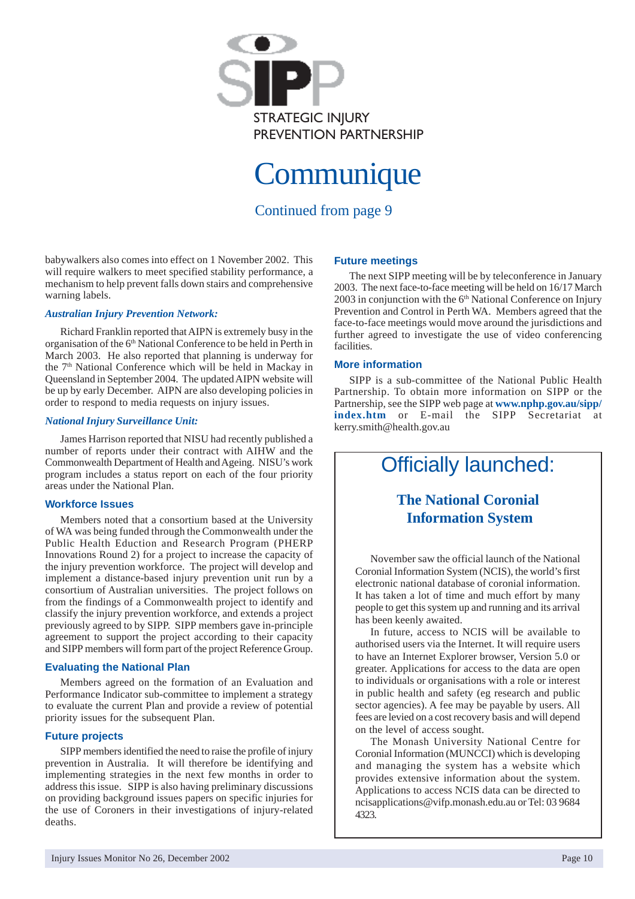STRATEGIC INJURY PREVENTION PARTNERSHIP

# Communique

Continued from page 9

babywalkers also comes into effect on 1 November 2002. This will require walkers to meet specified stability performance, a mechanism to help prevent falls down stairs and comprehensive warning labels.

### *Australian Injury Prevention Network:*

Richard Franklin reported that AIPN is extremely busy in the organisation of the 6th National Conference to be held in Perth in March 2003. He also reported that planning is underway for the 7th National Conference which will be held in Mackay in Queensland in September 2004. The updated AIPN website will be up by early December. AIPN are also developing policies in order to respond to media requests on injury issues.

### *National Injury Surveillance Unit:*

James Harrison reported that NISU had recently published a number of reports under their contract with AIHW and the Commonwealth Department of Health and Ageing. NISU's work program includes a status report on each of the four priority areas under the National Plan.

### Workforce Issues

Members noted that a consortium based at the University of WA was being funded through the Commonwealth under the Public Health Eduction and Research Program (PHERP Innovations Round 2) for a project to increase the capacity of the injury prevention workforce. The project will develop and implement a distance-based injury prevention unit run by a consortium of Australian universities. The project follows on from the findings of a Commonwealth project to identify and classify the injury prevention workforce, and extends a project previously agreed to by SIPP. SIPP members gave in-principle agreement to support the project according to their capacity and SIPP members will form part of the project Reference Group.

### Evaluating the National Plan

Members agreed on the formation of an Evaluation and Performance Indicator sub-committee to implement a strategy to evaluate the current Plan and provide a review of potential priority issues for the subsequent Plan.

### Future projects

SIPP members identified the need to raise the profile of injury prevention in Australia. It will therefore be identifying and implementing strategies in the next few months in order to address this issue. SIPP is also having preliminary discussions on providing background issues papers on specific injuries for the use of Coroners in their investigations of injury-related deaths.

### Future meetings

The next SIPP meeting will be by teleconference in January 2003. The next face-to-face meeting will be held on 16/17 March 2003 in conjunction with the 6th National Conference on Injury Prevention and Control in Perth WA. Members agreed that the face-to-face meetings would move around the jurisdictions and further agreed to investigate the use of video conferencing facilities.

### More information

SIPP is a sub-committee of the National Public Health Partnership. To obtain more information on SIPP or the Partnership, see the SIPP web page at **www.nphp.gov.au/sipp/index.htm** or E-mail the SIPP Secretariat at kerry.smith@health.gov.au

## Officially launched:

### The National Coronial Information System

November saw the official launch of the National Coronial Information System (NCIS), the world's first electronic national database of coronial information. It has taken a lot of time and much effort by many people to get this system up and running and its arrival has been keenly awaited.

In future, access to NCIS will be available to authorised users via the Internet. It will require users to have an Internet Explorer browser, Version 5.0 or greater. Applications for access to the data are open to individuals or organisations with a role or interest in public health and safety (eg research and public sector agencies). A fee may be payable by users. All fees are levied on a cost recovery basis and will depend on the level of access sought.

The Monash University National Centre for Coronial Information (MUNCCI) which is developing and managing the system has a website which provides extensive information about the system. Applications to access NCIS data can be directed to ncisapplications@vifp.monash.edu.au or Tel: 03 9684 4323.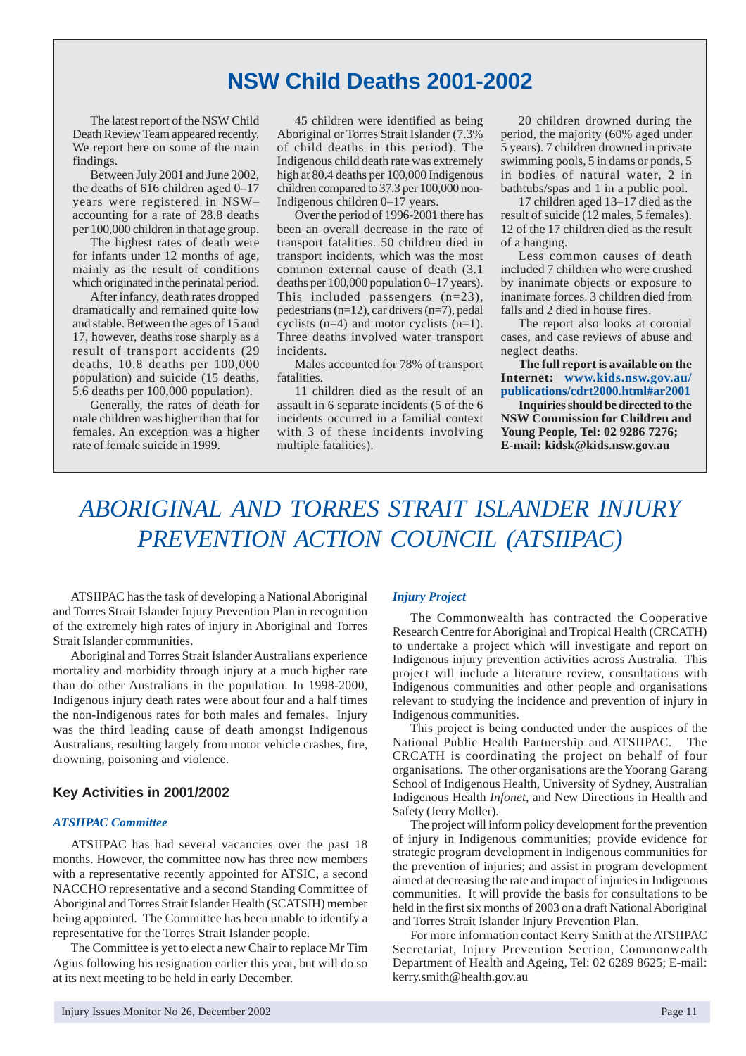## NSW Child Deaths 2001-2002

The latest report of the NSW Child Death Review Team appeared recently. We report here on some of the main findings.

Between July 2001 and June 2002, the deaths of 616 children aged 0–17 years were registered in NSW– accounting for a rate of 28.8 deaths per 100,000 children in that age group.

The highest rates of death were for infants under 12 months of age, mainly as the result of conditions which originated in the perinatal period.

After infancy, death rates dropped dramatically and remained quite low and stable. Between the ages of 15 and 17, however, deaths rose sharply as a result of transport accidents (29 deaths, 10.8 deaths per 100,000 population) and suicide (15 deaths, 5.6 deaths per 100,000 population).

Generally, the rates of death for male children was higher than that for females. An exception was a higher rate of female suicide in 1999.

45 children were identified as being Aboriginal or Torres Strait Islander (7.3% of child deaths in this period). The Indigenous child death rate was extremely high at 80.4 deaths per 100,000 Indigenous children compared to 37.3 per 100,000 non-Indigenous children 0–17 years.

Over the period of 1996-2001 there has been an overall decrease in the rate of transport fatalities. 50 children died in transport incidents, which was the most common external cause of death (3.1 deaths per 100,000 population 0–17 years). This included passengers (n=23), pedestrians (n=12), car drivers (n=7), pedal cyclists (n=4) and motor cyclists (n=1). Three deaths involved water transport incidents.

Males accounted for 78% of transport fatalities.

11 children died as the result of an assault in 6 separate incidents (5 of the 6 incidents occurred in a familial context with 3 of these incidents involving multiple fatalities).

20 children drowned during the period, the majority (60% aged under 5 years). 7 children drowned in private swimming pools, 5 in dams or ponds, 5 in bodies of natural water, 2 in bathtubs/spas and 1 in a public pool.

17 children aged 13–17 died as the result of suicide (12 males, 5 females). 12 of the 17 children died as the result of a hanging.

Less common causes of death included 7 children who were crushed by inanimate objects or exposure to inanimate forces. 3 children died from falls and 2 died in house fires.

The report also looks at coronial cases, and case reviews of abuse and neglect deaths.

**The full report is available on the Internet: www.kids.nsw.gov.au/publications/cdrt2000.html#ar2001**

**Inquiries should be directed to the NSW Commission for Children and Young People, Tel: 02 9286 7276; E-mail: kidsk@kids.nsw.gov.au**

# *ABORIGINAL AND TORRES STRAIT ISLANDER INJURY PREVENTION ACTION COUNCIL (ATSIIPAC)*

ATSIIPAC has the task of developing a National Aboriginal and Torres Strait Islander Injury Prevention Plan in recognition of the extremely high rates of injury in Aboriginal and Torres Strait Islander communities.

Aboriginal and Torres Strait Islander Australians experience mortality and morbidity through injury at a much higher rate than do other Australians in the population. In 1998-2000, Indigenous injury death rates were about four and a half times the non-Indigenous rates for both males and females. Injury was the third leading cause of death amongst Indigenous Australians, resulting largely from motor vehicle crashes, fire, drowning, poisoning and violence.

## Key Activities in 2001/2002

### *ATSIIPAC Committee*

ATSIIPAC has had several vacancies over the past 18 months. However, the committee now has three new members with a representative recently appointed for ATSIC, a second NACCHO representative and a second Standing Committee of Aboriginal and Torres Strait Islander Health (SCATSIH) member being appointed. The Committee has been unable to identify a representative for the Torres Strait Islander people.

The Committee is yet to elect a new Chair to replace Mr Tim Agius following his resignation earlier this year, but will do so at its next meeting to be held in early December.

### *Injury Project*

The Commonwealth has contracted the Cooperative Research Centre for Aboriginal and Tropical Health (CRCATH) to undertake a project which will investigate and report on Indigenous injury prevention activities across Australia. This project will include a literature review, consultations with Indigenous communities and other people and organisations relevant to studying the incidence and prevention of injury in Indigenous communities.

This project is being conducted under the auspices of the National Public Health Partnership and ATSIIPAC. The CRCATH is coordinating the project on behalf of four organisations. The other organisations are the Yoorang Garang School of Indigenous Health, University of Sydney, Australian Indigenous Health *Infonet*, and New Directions in Health and Safety (Jerry Moller).

The project will inform policy development for the prevention of injury in Indigenous communities; provide evidence for strategic program development in Indigenous communities for the prevention of injuries; and assist in program development aimed at decreasing the rate and impact of injuries in Indigenous communities. It will provide the basis for consultations to be held in the first six months of 2003 on a draft National Aboriginal and Torres Strait Islander Injury Prevention Plan.

For more information contact Kerry Smith at the ATSIIPAC Secretariat, Injury Prevention Section, Commonwealth Department of Health and Ageing, Tel: 02 6289 8625; E-mail: kerry.smith@health.gov.au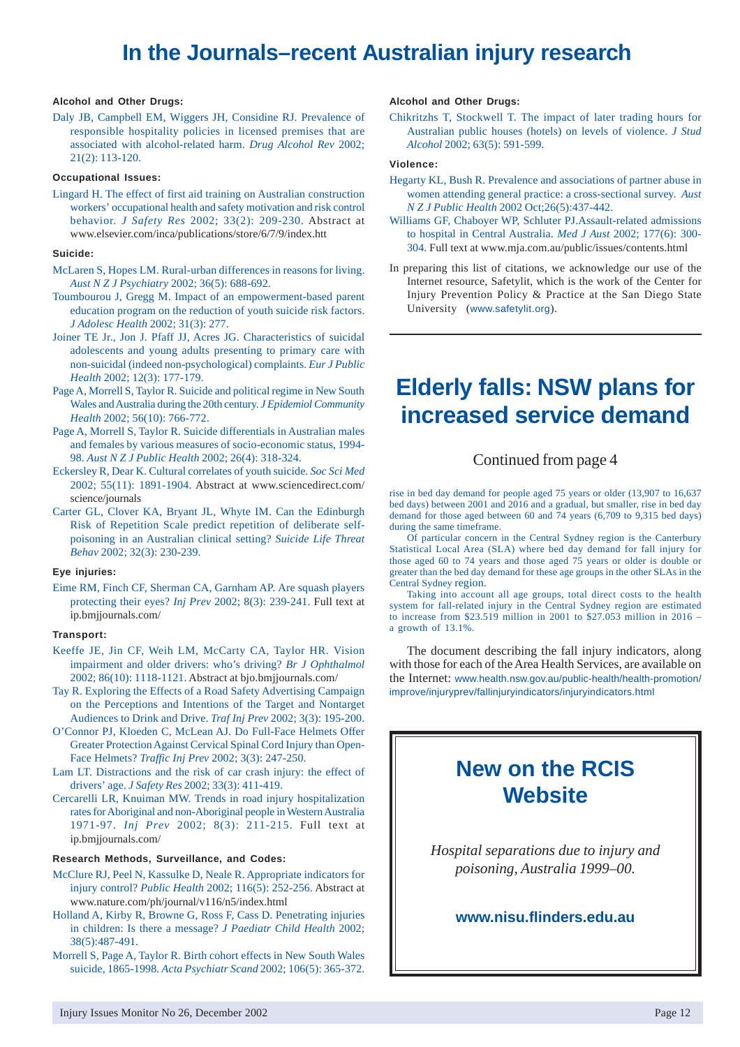# In the Journals–recent Australian injury research

### Alcohol and Other Drugs:

Daly JB, Campbell EM, Wiggers JH, Considine RJ. Prevalence of responsible hospitality policies in licensed premises that are associated with alcohol-related harm. *Drug Alcohol Rev* 2002; 21(2): 113-120.

### Occupational Issues:

Lingard H. The effect of first aid training on Australian construction workers' occupational health and safety motivation and risk control behavior. *J Safety Res* 2002; 33(2): 209-230. Abstract at www.elsevier.com/inca/publications/store/6/7/9/index.htt

### Suicide:

McLaren S, Hopes LM. Rural-urban differences in reasons for living. *Aust N Z J Psychiatry* 2002; 36(5): 688-692.

Toumbourou J, Gregg M. Impact of an empowerment-based parent education program on the reduction of youth suicide risk factors. *J Adolesc Health* 2002; 31(3): 277.

Joiner TE Jr., Jon J. Pfaff JJ, Acres JG. Characteristics of suicidal adolescents and young adults presenting to primary care with non-suicidal (indeed non-psychological) complaints. *Eur J Public Health* 2002; 12(3): 177-179.

Page A, Morrell S, Taylor R. Suicide and political regime in New South Wales and Australia during the 20th century. *J Epidemiol Community Health* 2002; 56(10): 766-772.

Page A, Morrell S, Taylor R. Suicide differentials in Australian males and females by various measures of socio-economic status, 1994-98. *Aust N Z J Public Health* 2002; 26(4): 318-324.

Eckersley R, Dear K. Cultural correlates of youth suicide. *Soc Sci Med* 2002; 55(11): 1891-1904. Abstract at www.sciencedirect.com/science/journals

Carter GL, Clover KA, Bryant JL, Whyte IM. Can the Edinburgh Risk of Repetition Scale predict repetition of deliberate self-poisoning in an Australian clinical setting? *Suicide Life Threat Behav* 2002; 32(3): 230-239.

### Eye injuries:

Eime RM, Finch CF, Sherman CA, Garnham AP. Are squash players protecting their eyes? *Inj Prev* 2002; 8(3): 239-241. Full text at ip.bmjjournals.com/

### Transport:

Keeffe JE, Jin CF, Weih LM, McCarty CA, Taylor HR. Vision impairment and older drivers: who's driving? *Br J Ophthalmol* 2002; 86(10): 1118-1121. Abstract at bjo.bmjjournals.com/

Tay R. Exploring the Effects of a Road Safety Advertising Campaign on the Perceptions and Intentions of the Target and Nontarget Audiences to Drink and Drive. *Traf Inj Prev* 2002; 3(3): 195-200.

O'Connor PJ, Kloeden C, McLean AJ. Do Full-Face Helmets Offer Greater Protection Against Cervical Spinal Cord Injury than Open-Face Helmets? *Traffic Inj Prev* 2002; 3(3): 247-250.

Lam LT. Distractions and the risk of car crash injury: the effect of drivers' age. *J Safety Res* 2002; 33(3): 411-419.

Cercarelli LR, Knuiman MW. Trends in road injury hospitalization rates for Aboriginal and non-Aboriginal people in Western Australia 1971-97. *Inj Prev* 2002; 8(3): 211-215. Full text at ip.bmjjournals.com/

### Research Methods, Surveillance, and Codes:

McClure RJ, Peel N, Kassulke D, Neale R. Appropriate indicators for injury control? *Public Health* 2002; 116(5): 252-256. Abstract at www.nature.com/ph/journal/v116/n5/index.html

Holland A, Kirby R, Browne G, Ross F, Cass D. Penetrating injuries in children: Is there a message? *J Paediatr Child Health* 2002; 38(5):487-491.

Morrell S, Page A, Taylor R. Birth cohort effects in New South Wales suicide, 1865-1998. *Acta Psychiatr Scand* 2002; 106(5): 365-372.

### Alcohol and Other Drugs:

Chikritzhs T, Stockwell T. The impact of later trading hours for Australian public houses (hotels) on levels of violence. *J Stud Alcohol* 2002; 63(5): 591-599.

### Violence:

Hegarty KL, Bush R. Prevalence and associations of partner abuse in women attending general practice: a cross-sectional survey. *Aust N Z J Public Health* 2002 Oct;26(5):437-442.

Williams GF, Chaboyer WP, Schluter PJ.Assault-related admissions to hospital in Central Australia. *Med J Aust* 2002; 177(6): 300-304. Full text at www.mja.com.au/public/issues/contents.html

In preparing this list of citations, we acknowledge our use of the Internet resource, Safetylit, which is the work of the Center for Injury Prevention Policy & Practice at the San Diego State University (www.safetylit.org).

# Elderly falls: NSW plans for increased service demand

Continued from page 4

rise in bed day demand for people aged 75 years or older (13,907 to 16,637 bed days) between 2001 and 2016 and a gradual, but smaller, rise in bed day demand for those aged between 60 and 74 years (6,709 to 9,315 bed days) during the same timeframe.

Of particular concern in the Central Sydney region is the Canterbury Statistical Local Area (SLA) where bed day demand for fall injury for those aged 60 to 74 years and those aged 75 years or older is double or greater than the bed day demand for these age groups in the other SLAs in the Central Sydney region.

Taking into account all age groups, total direct costs to the health system for fall-related injury in the Central Sydney region are estimated to increase from $23.519 million in 2001 to $27.053 million in 2016 – a growth of 13.1%.

The document describing the fall injury indicators, along with those for each of the Area Health Services, are available on the Internet: www.health.nsw.gov.au/public-health/health-promotion/improve/injuryprev/fallinjuryindicators/injuryindicators.html

# New on the RCIS Website

*Hospital separations due to injury and poisoning, Australia 1999–00.*

**www.nisu.flinders.edu.au**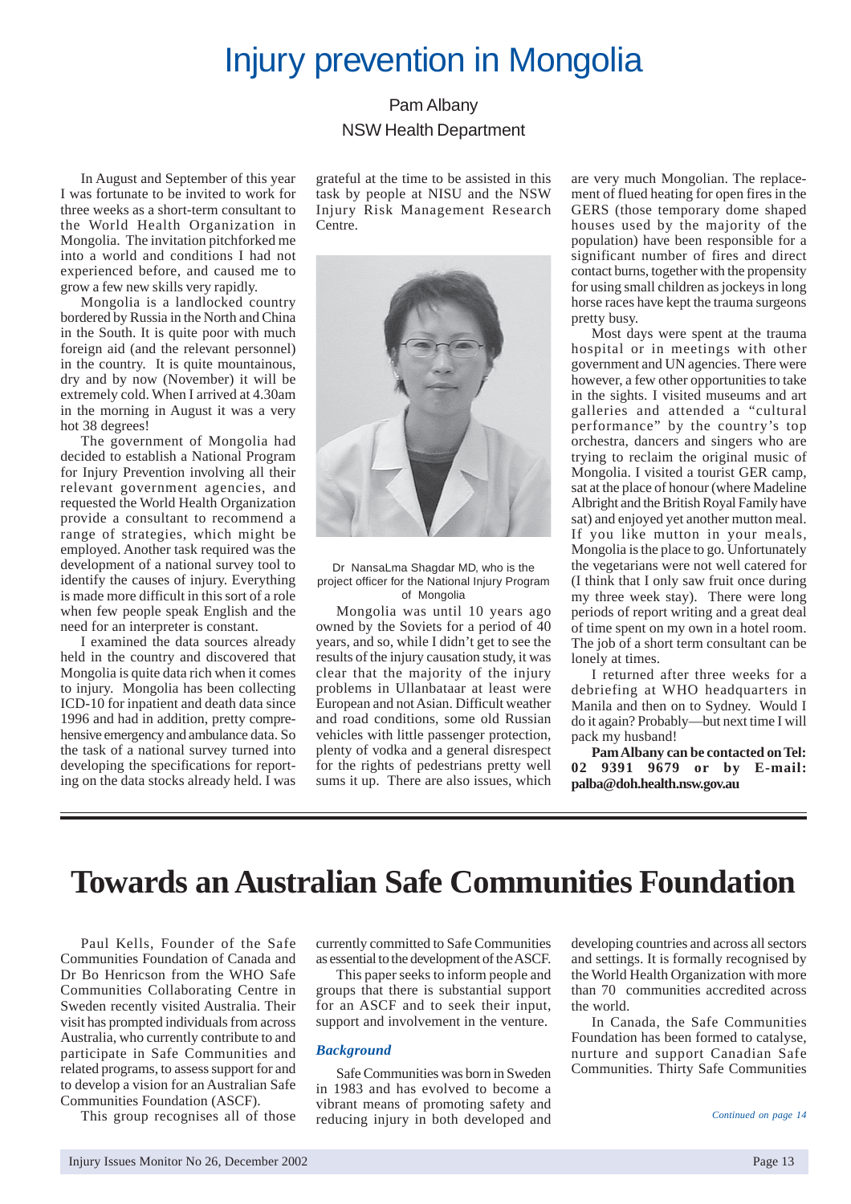# Injury prevention in Mongolia

Pam Albany
NSW Health Department

In August and September of this year I was fortunate to be invited to work for three weeks as a short-term consultant to the World Health Organization in Mongolia. The invitation pitchforked me into a world and conditions I had not experienced before, and caused me to grow a few new skills very rapidly.

Mongolia is a landlocked country bordered by Russia in the North and China in the South. It is quite poor with much foreign aid (and the relevant personnel) in the country. It is quite mountainous, dry and by now (November) it will be extremely cold. When I arrived at 4.30am in the morning in August it was a very hot 38 degrees!

The government of Mongolia had decided to establish a National Program for Injury Prevention involving all their relevant government agencies, and requested the World Health Organization provide a consultant to recommend a range of strategies, which might be employed. Another task required was the development of a national survey tool to identify the causes of injury. Everything is made more difficult in this sort of a role when few people speak English and the need for an interpreter is constant.

I examined the data sources already held in the country and discovered that Mongolia is quite data rich when it comes to injury. Mongolia has been collecting ICD-10 for inpatient and death data since 1996 and had in addition, pretty comprehensive emergency and ambulance data. So the task of a national survey turned into developing the specifications for reporting on the data stocks already held. I was grateful at the time to be assisted in this task by people at NISU and the NSW Injury Risk Management Research Centre.

Dr NansaLma Shagdar MD, who is the project officer for the National Injury Program of Mongolia

Mongolia was until 10 years ago owned by the Soviets for a period of 40 years, and so, while I didn't get to see the results of the injury causation study, it was clear that the majority of the injury problems in Ullanbataar at least were European and not Asian. Difficult weather and road conditions, some old Russian vehicles with little passenger protection, plenty of vodka and a general disrespect for the rights of pedestrians pretty well sums it up. There are also issues, which are very much Mongolian. The replacement of flued heating for open fires in the GERS (those temporary dome shaped houses used by the majority of the population) have been responsible for a significant number of fires and direct contact burns, together with the propensity for using small children as jockeys in long horse races have kept the trauma surgeons pretty busy.

Most days were spent at the trauma hospital or in meetings with other government and UN agencies. There were however, a few other opportunities to take in the sights. I visited museums and art galleries and attended a "cultural performance" by the country's top orchestra, dancers and singers who are trying to reclaim the original music of Mongolia. I visited a tourist GER camp, sat at the place of honour (where Madeline Albright and the British Royal Family have sat) and enjoyed yet another mutton meal. If you like mutton in your meals, Mongolia is the place to go. Unfortunately the vegetarians were not well catered for (I think that I only saw fruit once during my three week stay). There were long periods of report writing and a great deal of time spent on my own in a hotel room. The job of a short term consultant can be lonely at times.

I returned after three weeks for a debriefing at WHO headquarters in Manila and then on to Sydney. Would I do it again? Probably—but next time I will pack my husband!

**Pam Albany can be contacted on Tel: 02 9391 9679 or by E-mail: palba@doh.health.nsw.gov.au**

# Towards an Australian Safe Communities Foundation

Paul Kells, Founder of the Safe Communities Foundation of Canada and Dr Bo Henricson from the WHO Safe Communities Collaborating Centre in Sweden recently visited Australia. Their visit has prompted individuals from across Australia, who currently contribute to and participate in Safe Communities and related programs, to assess support for and to develop a vision for an Australian Safe Communities Foundation (ASCF).

This group recognises all of those currently committed to Safe Communities as essential to the development of the ASCF.

This paper seeks to inform people and groups that there is substantial support for an ASCF and to seek their input, support and involvement in the venture.

### *Background*

Safe Communities was born in Sweden in 1983 and has evolved to become a vibrant means of promoting safety and reducing injury in both developed and developing countries and across all sectors and settings. It is formally recognised by the World Health Organization with more than 70 communities accredited across the world.

In Canada, the Safe Communities Foundation has been formed to catalyse, nurture and support Canadian Safe Communities. Thirty Safe Communities

*Continued on page 14*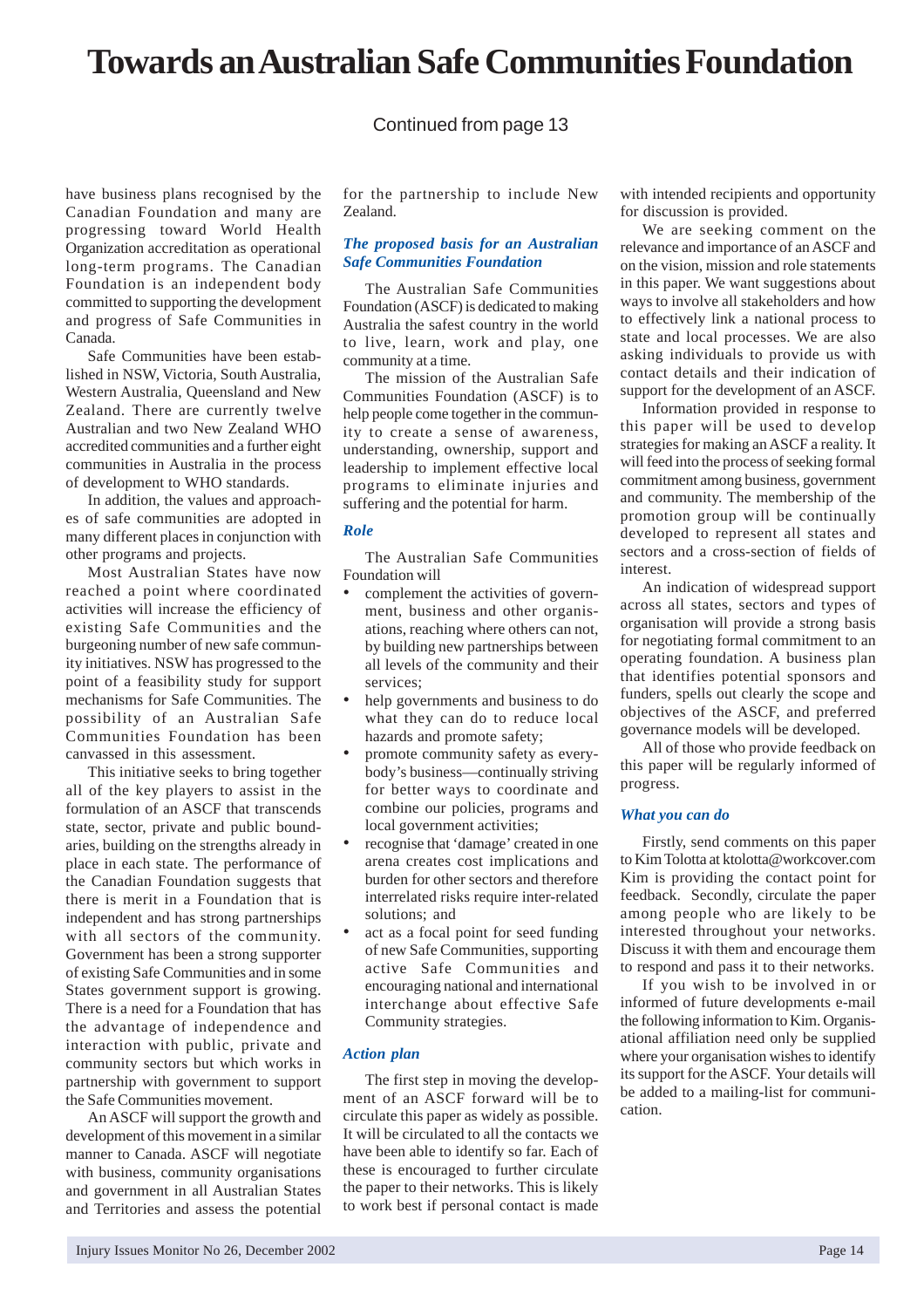# Towards an Australian Safe Communities Foundation

Continued from page 13

have business plans recognised by the Canadian Foundation and many are progressing toward World Health Organization accreditation as operational long-term programs. The Canadian Foundation is an independent body committed to supporting the development and progress of Safe Communities in Canada.

Safe Communities have been established in NSW, Victoria, South Australia, Western Australia, Queensland and New Zealand. There are currently twelve Australian and two New Zealand WHO accredited communities and a further eight communities in Australia in the process of development to WHO standards.

In addition, the values and approaches of safe communities are adopted in many different places in conjunction with other programs and projects.

Most Australian States have now reached a point where coordinated activities will increase the efficiency of existing Safe Communities and the burgeoning number of new safe community initiatives. NSW has progressed to the point of a feasibility study for support mechanisms for Safe Communities. The possibility of an Australian Safe Communities Foundation has been canvassed in this assessment.

This initiative seeks to bring together all of the key players to assist in the formulation of an ASCF that transcends state, sector, private and public boundaries, building on the strengths already in place in each state. The performance of the Canadian Foundation suggests that there is merit in a Foundation that is independent and has strong partnerships with all sectors of the community. Government has been a strong supporter of existing Safe Communities and in some States government support is growing. There is a need for a Foundation that has the advantage of independence and interaction with public, private and community sectors but which works in partnership with government to support the Safe Communities movement.

An ASCF will support the growth and development of this movement in a similar manner to Canada. ASCF will negotiate with business, community organisations and government in all Australian States and Territories and assess the potential for the partnership to include New Zealand.

### *The proposed basis for an Australian Safe Communities Foundation*

The Australian Safe Communities Foundation (ASCF) is dedicated to making Australia the safest country in the world to live, learn, work and play, one community at a time.

The mission of the Australian Safe Communities Foundation (ASCF) is to help people come together in the community to create a sense of awareness, understanding, ownership, support and leadership to implement effective local programs to eliminate injuries and suffering and the potential for harm.

### *Role*

The Australian Safe Communities Foundation will

- complement the activities of government, business and other organisations, reaching where others can not, by building new partnerships between all levels of the community and their services;
- help governments and business to do what they can do to reduce local hazards and promote safety;
- promote community safety as everybody's business—continually striving for better ways to coordinate and combine our policies, programs and local government activities;
- recognise that 'damage' created in one arena creates cost implications and burden for other sectors and therefore interrelated risks require inter-related solutions; and
- act as a focal point for seed funding of new Safe Communities, supporting active Safe Communities and encouraging national and international interchange about effective Safe Community strategies.

### *Action plan*

The first step in moving the development of an ASCF forward will be to circulate this paper as widely as possible. It will be circulated to all the contacts we have been able to identify so far. Each of these is encouraged to further circulate the paper to their networks. This is likely to work best if personal contact is made with intended recipients and opportunity for discussion is provided.

We are seeking comment on the relevance and importance of an ASCF and on the vision, mission and role statements in this paper. We want suggestions about ways to involve all stakeholders and how to effectively link a national process to state and local processes. We are also asking individuals to provide us with contact details and their indication of support for the development of an ASCF.

Information provided in response to this paper will be used to develop strategies for making an ASCF a reality. It will feed into the process of seeking formal commitment among business, government and community. The membership of the promotion group will be continually developed to represent all states and sectors and a cross-section of fields of interest.

An indication of widespread support across all states, sectors and types of organisation will provide a strong basis for negotiating formal commitment to an operating foundation. A business plan that identifies potential sponsors and funders, spells out clearly the scope and objectives of the ASCF, and preferred governance models will be developed.

All of those who provide feedback on this paper will be regularly informed of progress.

### *What you can do*

Firstly, send comments on this paper to Kim Tolotta at ktolotta@workcover.com Kim is providing the contact point for feedback. Secondly, circulate the paper among people who are likely to be interested throughout your networks. Discuss it with them and encourage them to respond and pass it to their networks.

If you wish to be involved in or informed of future developments e-mail the following information to Kim. Organisational affiliation need only be supplied where your organisation wishes to identify its support for the ASCF. Your details will be added to a mailing-list for communication.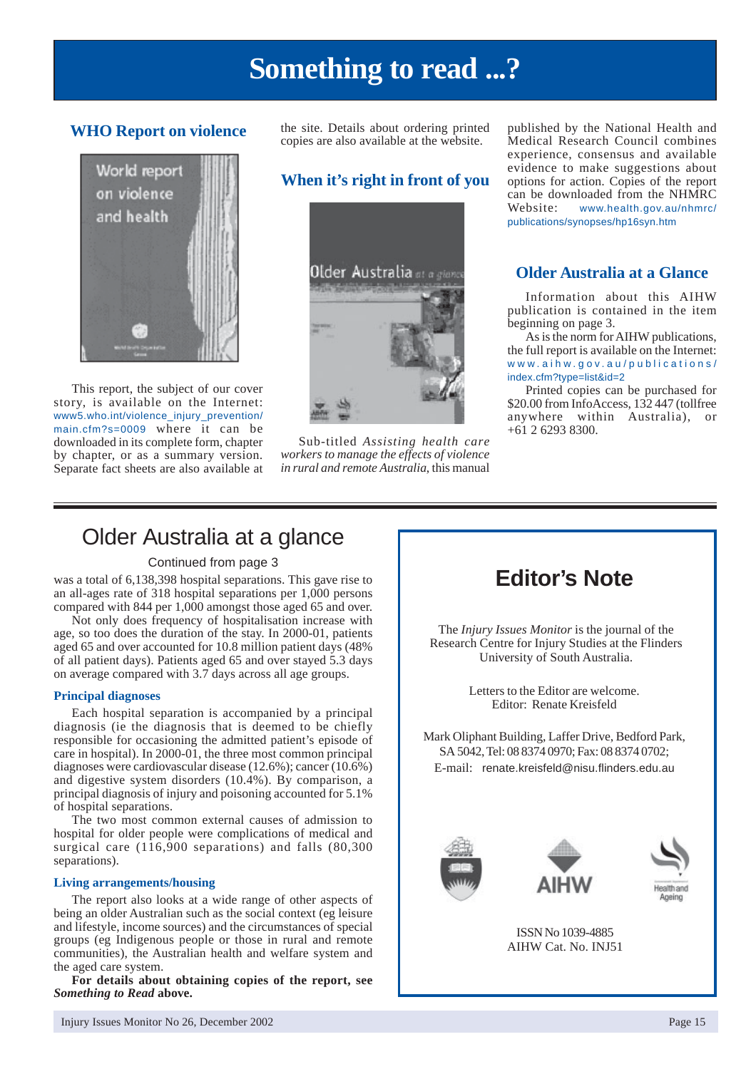# Something to read ...?

## WHO Report on violence

This report, the subject of our cover story, is available on the Internet: www5.who.int/violence_injury_prevention/main.cfm?s=0009 where it can be downloaded in its complete form, chapter by chapter, or as a summary version. Separate fact sheets are also available at the site. Details about ordering printed copies are also available at the website.

## When it's right in front of you

Sub-titled *Assisting health care workers to manage the effects of violence in rural and remote Australia*, this manual published by the National Health and Medical Research Council combines experience, consensus and available evidence to make suggestions about options for action. Copies of the report can be downloaded from the NHMRC Website: www.health.gov.au/nhmrc/publications/synopses/hp16syn.htm

## Older Australia at a Glance

Information about this AIHW publication is contained in the item beginning on page 3.

As is the norm for AIHW publications, the full report is available on the Internet: www.aihw.gov.au/publications/index.cfm?type=list&id=2

Printed copies can be purchased for $20.00 from InfoAccess, 132 447 (tollfree anywhere within Australia), or +61 2 6293 8300.

---

# Older Australia at a glance

Continued from page 3

was a total of 6,138,398 hospital separations. This gave rise to an all-ages rate of 318 hospital separations per 1,000 persons compared with 844 per 1,000 amongst those aged 65 and over.

Not only does frequency of hospitalisation increase with age, so too does the duration of the stay. In 2000-01, patients aged 65 and over accounted for 10.8 million patient days (48% of all patient days). Patients aged 65 and over stayed 5.3 days on average compared with 3.7 days across all age groups.

### Principal diagnoses

Each hospital separation is accompanied by a principal diagnosis (ie the diagnosis that is deemed to be chiefly responsible for occasioning the admitted patient's episode of care in hospital). In 2000-01, the three most common principal diagnoses were cardiovascular disease (12.6%); cancer (10.6%) and digestive system disorders (10.4%). By comparison, a principal diagnosis of injury and poisoning accounted for 5.1% of hospital separations.

The two most common external causes of admission to hospital for older people were complications of medical and surgical care (116,900 separations) and falls (80,300 separations).

### Living arrangements/housing

The report also looks at a wide range of other aspects of being an older Australian such as the social context (eg leisure and lifestyle, income sources) and the circumstances of special groups (eg Indigenous people or those in rural and remote communities), the Australian health and welfare system and the aged care system.

**For details about obtaining copies of the report, see *Something to Read* above.**

---

## Editor's Note

The *Injury Issues Monitor* is the journal of the Research Centre for Injury Studies at the Flinders University of South Australia.

Letters to the Editor are welcome.
Editor: Renate Kreisfeld

Mark Oliphant Building, Laffer Drive, Bedford Park, SA 5042, Tel: 08 8374 0970; Fax: 08 8374 0702;
E-mail: renate.kreisfeld@nisu.flinders.edu.au

ISSN No 1039-4885
AIHW Cat. No. INJ51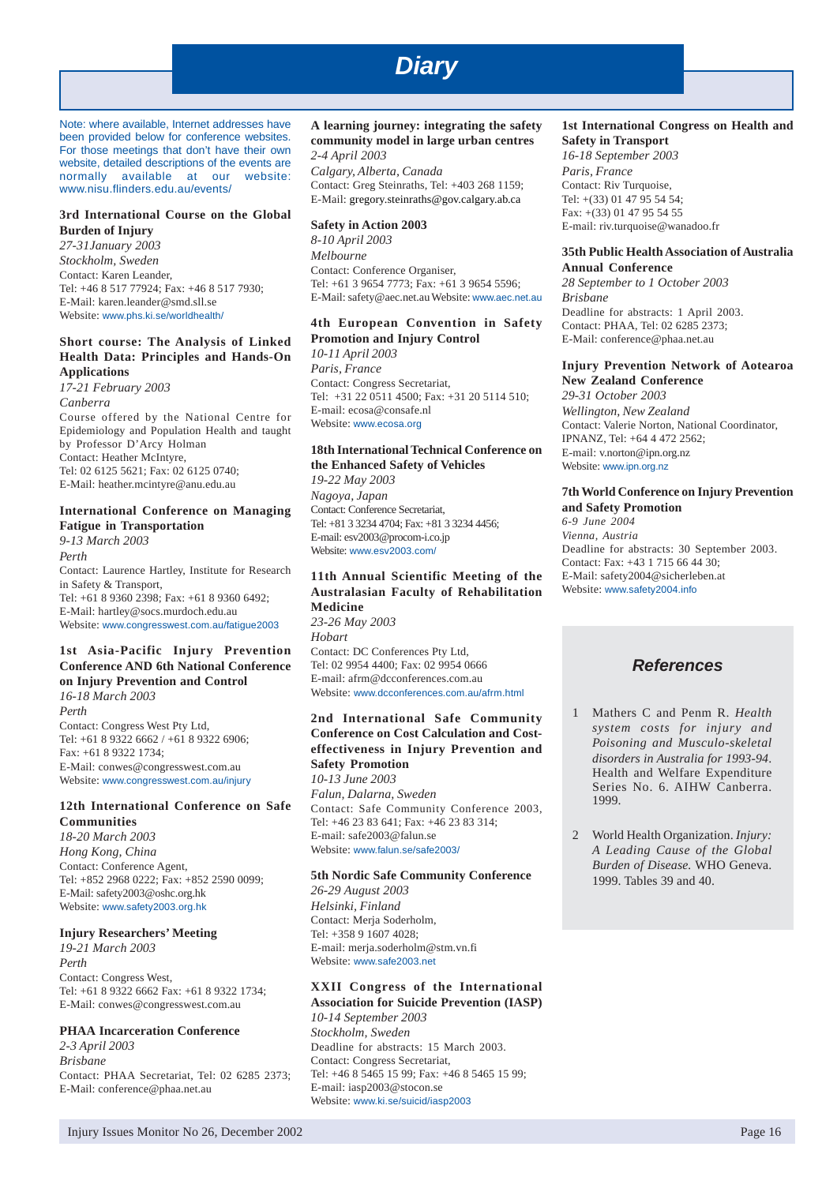# Diary

Note: where available, Internet addresses have been provided below for conference websites. For those meetings that don't have their own website, detailed descriptions of the events are normally available at our website: www.nisu.flinders.edu.au/events/

### 3rd International Course on the Global Burden of Injury

*27-31January 2003*
*Stockholm, Sweden*
Contact: Karen Leander,
Tel: +46 8 517 77924; Fax: +46 8 517 7930;
E-Mail: karen.leander@smd.sll.se
Website: www.phs.ki.se/worldhealth/

### Short course: The Analysis of Linked Health Data: Principles and Hands-On Applications

*17-21 February 2003*
*Canberra*
Course offered by the National Centre for Epidemiology and Population Health and taught by Professor D'Arcy Holman
Contact: Heather McIntyre,
Tel: 02 6125 5621; Fax: 02 6125 0740;
E-Mail: heather.mcintyre@anu.edu.au

### International Conference on Managing Fatigue in Transportation

*9-13 March 2003*
*Perth*
Contact: Laurence Hartley, Institute for Research in Safety & Transport,
Tel: +61 8 9360 2398; Fax: +61 8 9360 6492;
E-Mail: hartley@socs.murdoch.edu.au
Website: www.congresswest.com.au/fatigue2003

### 1st Asia-Pacific Injury Prevention Conference AND 6th National Conference on Injury Prevention and Control

*16-18 March 2003*
*Perth*
Contact: Congress West Pty Ltd,
Tel: +61 8 9322 6662 / +61 8 9322 6906;
Fax: +61 8 9322 1734;
E-Mail: conwes@congresswest.com.au
Website: www.congresswest.com.au/injury

### 12th International Conference on Safe Communities

*18-20 March 2003*
*Hong Kong, China*
Contact: Conference Agent,
Tel: +852 2968 0222; Fax: +852 2590 0099;
E-Mail: safety2003@oshc.org.hk
Website: www.safety2003.org.hk

### Injury Researchers' Meeting

*19-21 March 2003*
*Perth*
Contact: Congress West,
Tel: +61 8 9322 6662 Fax: +61 8 9322 1734;
E-Mail: conwes@congresswest.com.au

### PHAA Incarceration Conference

*2-3 April 2003*
*Brisbane*
Contact: PHAA Secretariat, Tel: 02 6285 2373;
E-Mail: conference@phaa.net.au

### A learning journey: integrating the safety community model in large urban centres

*2-4 April 2003*
*Calgary, Alberta, Canada*
Contact: Greg Steinraths, Tel: +403 268 1159;
E-Mail: gregory.steinraths@gov.calgary.ab.ca

### Safety in Action 2003

*8-10 April 2003*
*Melbourne*
Contact: Conference Organiser,
Tel: +61 3 9654 7773; Fax: +61 3 9654 5596;
E-Mail: safety@aec.net.au Website: www.aec.net.au

### 4th European Convention in Safety Promotion and Injury Control

*10-11 April 2003*
*Paris, France*
Contact: Congress Secretariat,
Tel: +31 22 0511 4500; Fax: +31 20 5114 510;
E-mail: ecosa@consafe.nl
Website: www.ecosa.org

### 18th International Technical Conference on the Enhanced Safety of Vehicles

*19-22 May 2003*
*Nagoya, Japan*
Contact: Conference Secretariat,
Tel: +81 3 3234 4704; Fax: +81 3 3234 4456;
E-mail: esv2003@procom-i.co.jp
Website: www.esv2003.com/

### 11th Annual Scientific Meeting of the Australasian Faculty of Rehabilitation Medicine

*23-26 May 2003*
*Hobart*
Contact: DC Conferences Pty Ltd,
Tel: 02 9954 4400; Fax: 02 9954 0666
E-mail: afrm@dcconferences.com.au
Website: www.dcconferences.com.au/afrm.html

### 2nd International Safe Community Conference on Cost Calculation and Cost-effectiveness in Injury Prevention and Safety Promotion

*10-13 June 2003*
*Falun, Dalarna, Sweden*
Contact: Safe Community Conference 2003,
Tel: +46 23 83 641; Fax: +46 23 83 314;
E-mail: safe2003@falun.se
Website: www.falun.se/safe2003/

### 5th Nordic Safe Community Conference

*26-29 August 2003*
*Helsinki, Finland*
Contact: Merja Soderholm,
Tel: +358 9 1607 4028;
E-mail: merja.soderholm@stm.vn.fi
Website: www.safe2003.net

### XXII Congress of the International Association for Suicide Prevention (IASP)

*10-14 September 2003*
*Stockholm, Sweden*
Deadline for abstracts: 15 March 2003.
Contact: Congress Secretariat,
Tel: +46 8 5465 15 99; Fax: +46 8 5465 15 99;
E-mail: iasp2003@stocon.se
Website: www.ki.se/suicid/iasp2003

### 1st International Congress on Health and Safety in Transport

*16-18 September 2003*
*Paris, France*
Contact: Riv Turquoise,
Tel: +(33) 01 47 95 54 54;
Fax: +(33) 01 47 95 54 55
E-mail: riv.turquoise@wanadoo.fr

### 35th Public Health Association of Australia Annual Conference

*28 September to 1 October 2003*
*Brisbane*
Deadline for abstracts: 1 April 2003.
Contact: PHAA, Tel: 02 6285 2373;
E-Mail: conference@phaa.net.au

### Injury Prevention Network of Aotearoa New Zealand Conference

*29-31 October 2003*
*Wellington, New Zealand*
Contact: Valerie Norton, National Coordinator, IPNANZ, Tel: +64 4 472 2562;
E-mail: v.norton@ipn.org.nz
Website: www.ipn.org.nz

### 7th World Conference on Injury Prevention and Safety Promotion

*6-9 June 2004*
*Vienna, Austria*
Deadline for abstracts: 30 September 2003.
Contact: Fax: +43 1 715 66 44 30;
E-Mail: safety2004@sicherleben.at
Website: www.safety2004.info

## References

1. Mathers C and Penm R. *Health system costs for injury and Poisoning and Musculo-skeletal disorders in Australia for 1993-94*. Health and Welfare Expenditure Series No. 6. AIHW Canberra. 1999.
2. World Health Organization. *Injury: A Leading Cause of the Global Burden of Disease.* WHO Geneva. 1999. Tables 39 and 40.